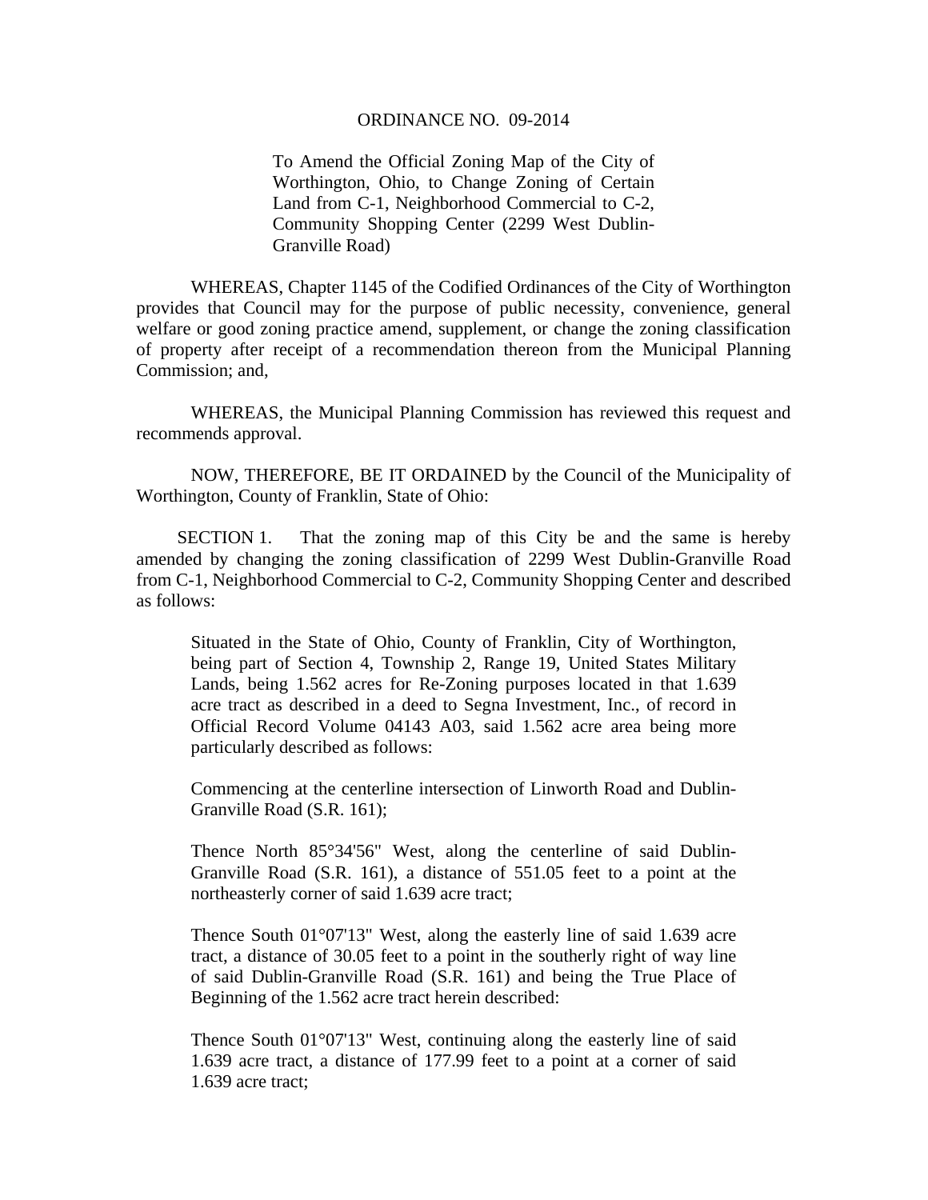ORDINANCE NO. 09-2014

To Amend the Official Zoning Map of the City of Worthington, Ohio, to Change Zoning of Certain Land from C-1, Neighborhood Commercial to C-2, Community Shopping Center (2299 West Dublin-Granville Road)

WHEREAS, Chapter 1145 of the Codified Ordinances of the City of Worthington provides that Council may for the purpose of public necessity, convenience, general welfare or good zoning practice amend, supplement, or change the zoning classification of property after receipt of a recommendation thereon from the Municipal Planning Commission; and,

WHEREAS, the Municipal Planning Commission has reviewed this request and recommends approval.

NOW, THEREFORE, BE IT ORDAINED by the Council of the Municipality of Worthington, County of Franklin, State of Ohio:

SECTION 1. That the zoning map of this City be and the same is hereby amended by changing the zoning classification of 2299 West Dublin-Granville Road from C-1, Neighborhood Commercial to C-2, Community Shopping Center and described as follows:

> Situated in the State of Ohio, County of Franklin, City of Worthington, being part of Section 4, Township 2, Range 19, United States Military Lands, being 1.562 acres for Re-Zoning purposes located in that 1.639 acre tract as described in a deed to Segna Investment, Inc., of record in Official Record Volume 04143 A03, said 1.562 acre area being more particularly described as follows:
>
> Commencing at the centerline intersection of Linworth Road and Dublin-Granville Road (S.R. 161);
>
> Thence North 85°34'56" West, along the centerline of said Dublin-Granville Road (S.R. 161), a distance of 551.05 feet to a point at the northeasterly corner of said 1.639 acre tract;
>
> Thence South 01°07'13" West, along the easterly line of said 1.639 acre tract, a distance of 30.05 feet to a point in the southerly right of way line of said Dublin-Granville Road (S.R. 161) and being the True Place of Beginning of the 1.562 acre tract herein described:
>
> Thence South 01°07'13" West, continuing along the easterly line of said 1.639 acre tract, a distance of 177.99 feet to a point at a corner of said 1.639 acre tract;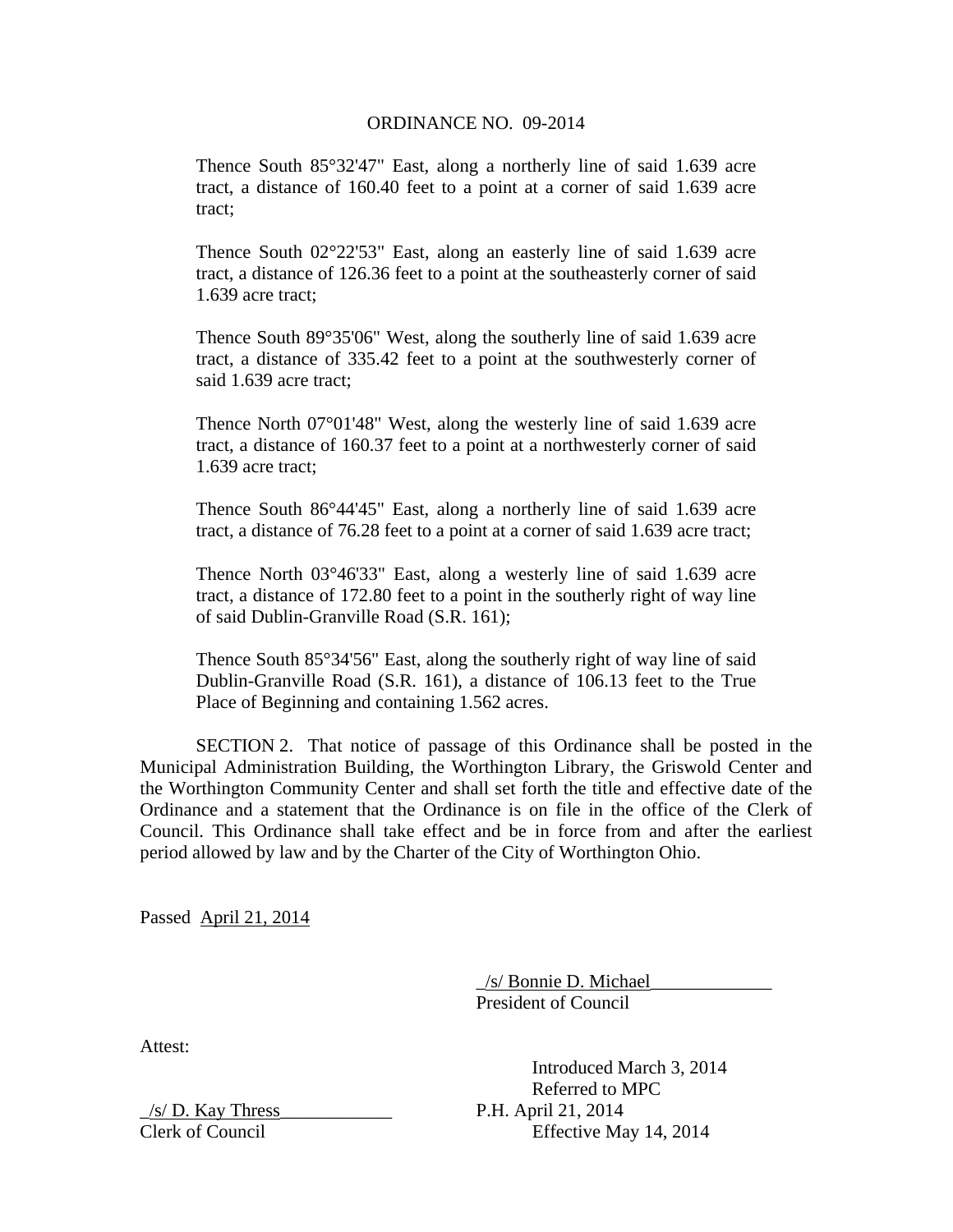ORDINANCE NO. 09-2014

Thence South 85°32'47" East, along a northerly line of said 1.639 acre tract, a distance of 160.40 feet to a point at a corner of said 1.639 acre tract;

Thence South 02°22'53" East, along an easterly line of said 1.639 acre tract, a distance of 126.36 feet to a point at the southeasterly corner of said 1.639 acre tract;

Thence South 89°35'06" West, along the southerly line of said 1.639 acre tract, a distance of 335.42 feet to a point at the southwesterly corner of said 1.639 acre tract;

Thence North 07°01'48" West, along the westerly line of said 1.639 acre tract, a distance of 160.37 feet to a point at a northwesterly corner of said 1.639 acre tract;

Thence South 86°44'45" East, along a northerly line of said 1.639 acre tract, a distance of 76.28 feet to a point at a corner of said 1.639 acre tract;

Thence North 03°46'33" East, along a westerly line of said 1.639 acre tract, a distance of 172.80 feet to a point in the southerly right of way line of said Dublin-Granville Road (S.R. 161);

Thence South 85°34'56" East, along the southerly right of way line of said Dublin-Granville Road (S.R. 161), a distance of 106.13 feet to the True Place of Beginning and containing 1.562 acres.

SECTION 2. That notice of passage of this Ordinance shall be posted in the Municipal Administration Building, the Worthington Library, the Griswold Center and the Worthington Community Center and shall set forth the title and effective date of the Ordinance and a statement that the Ordinance is on file in the office of the Clerk of Council. This Ordinance shall take effect and be in force from and after the earliest period allowed by law and by the Charter of the City of Worthington Ohio.

Passed April 21, 2014

_/s/ Bonnie D. Michael_____________
President of Council

Attest:

_/s/ D. Kay Thress____________
Clerk of Council

Introduced March 3, 2014
Referred to MPC
P.H. April 21, 2014
Effective May 14, 2014